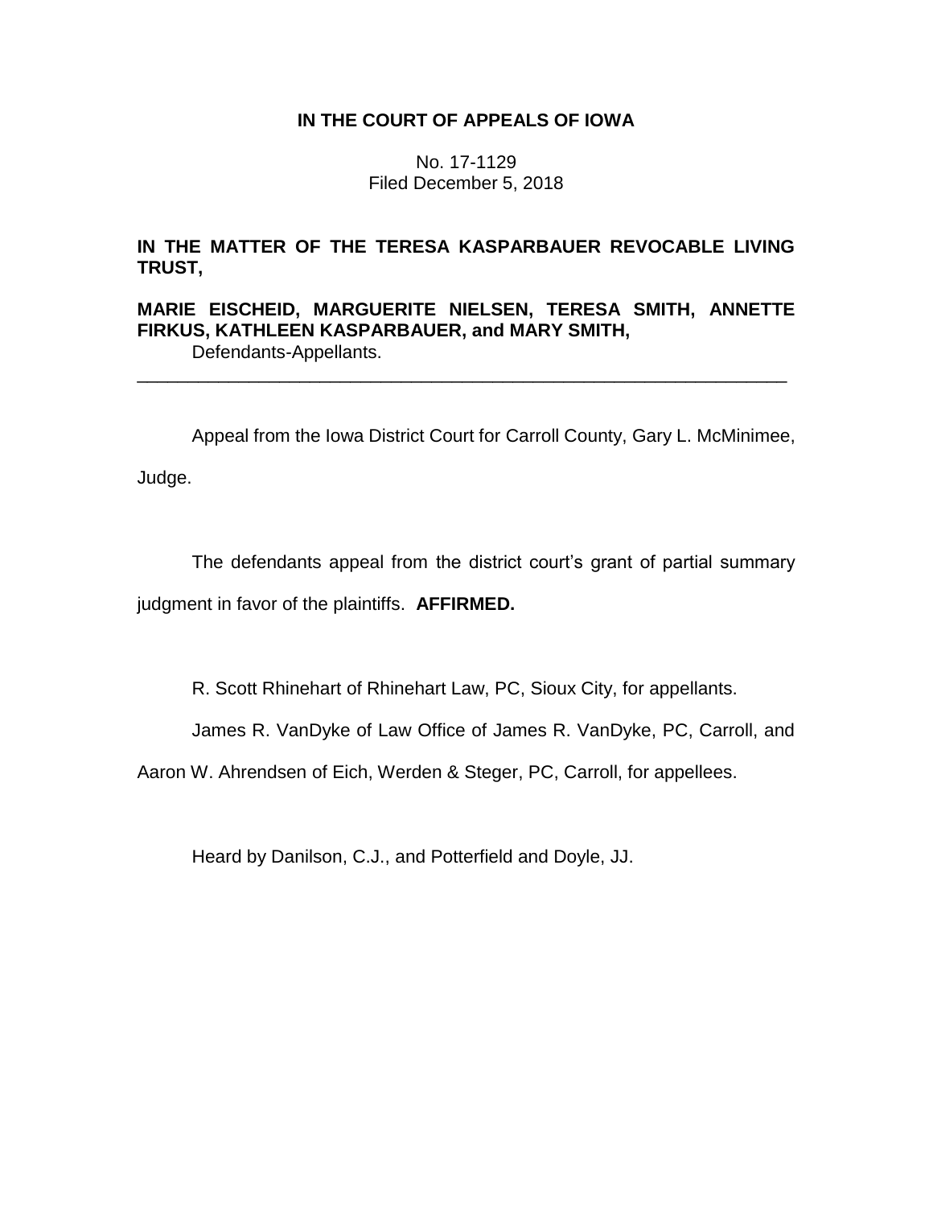**IN THE COURT OF APPEALS OF IOWA**

No. 17-1129
Filed December 5, 2018

**IN THE MATTER OF THE TERESA KASPARBAUER REVOCABLE LIVING TRUST,**

**MARIE EISCHEID, MARGUERITE NIELSEN, TERESA SMITH, ANNETTE FIRKUS, KATHLEEN KASPARBAUER, and MARY SMITH,**
Defendants-Appellants.

---

Appeal from the Iowa District Court for Carroll County, Gary L. McMinimee, Judge.

The defendants appeal from the district court's grant of partial summary judgment in favor of the plaintiffs. **AFFIRMED.**

R. Scott Rhinehart of Rhinehart Law, PC, Sioux City, for appellants.

James R. VanDyke of Law Office of James R. VanDyke, PC, Carroll, and Aaron W. Ahrendsen of Eich, Werden & Steger, PC, Carroll, for appellees.

Heard by Danilson, C.J., and Potterfield and Doyle, JJ.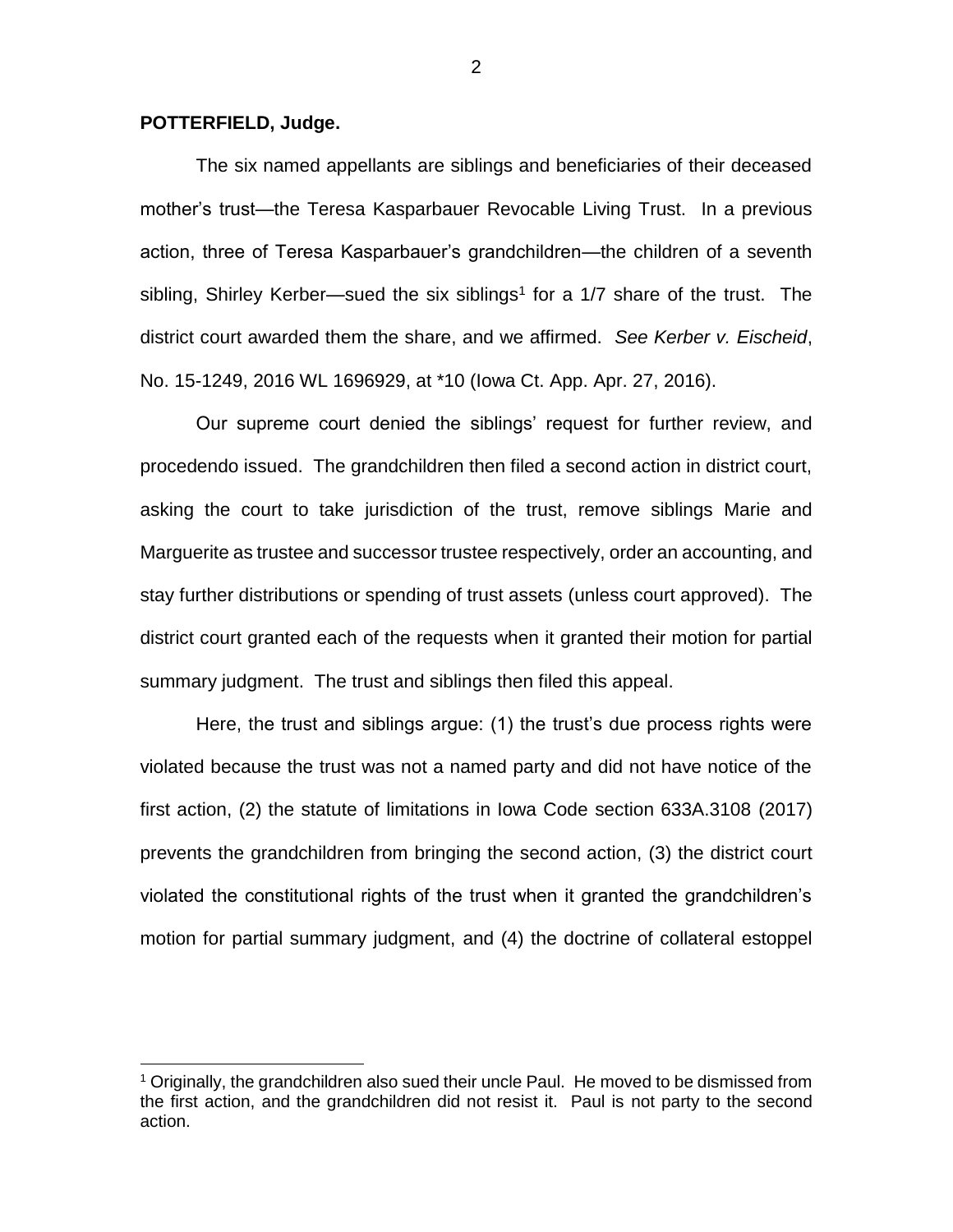**POTTERFIELD, Judge.**

The six named appellants are siblings and beneficiaries of their deceased mother's trust—the Teresa Kasparbauer Revocable Living Trust. In a previous action, three of Teresa Kasparbauer's grandchildren—the children of a seventh sibling, Shirley Kerber—sued the six siblings[1] for a 1/7 share of the trust. The district court awarded them the share, and we affirmed. *See Kerber v. Eischeid*, No. 15-1249, 2016 WL 1696929, at *10 (Iowa Ct. App. Apr. 27, 2016).

Our supreme court denied the siblings' request for further review, and procedendo issued. The grandchildren then filed a second action in district court, asking the court to take jurisdiction of the trust, remove siblings Marie and Marguerite as trustee and successor trustee respectively, order an accounting, and stay further distributions or spending of trust assets (unless court approved). The district court granted each of the requests when it granted their motion for partial summary judgment. The trust and siblings then filed this appeal.

Here, the trust and siblings argue: (1) the trust's due process rights were violated because the trust was not a named party and did not have notice of the first action, (2) the statute of limitations in Iowa Code section 633A.3108 (2017) prevents the grandchildren from bringing the second action, (3) the district court violated the constitutional rights of the trust when it granted the grandchildren's motion for partial summary judgment, and (4) the doctrine of collateral estoppel

[1] Originally, the grandchildren also sued their uncle Paul. He moved to be dismissed from the first action, and the grandchildren did not resist it. Paul is not party to the second action.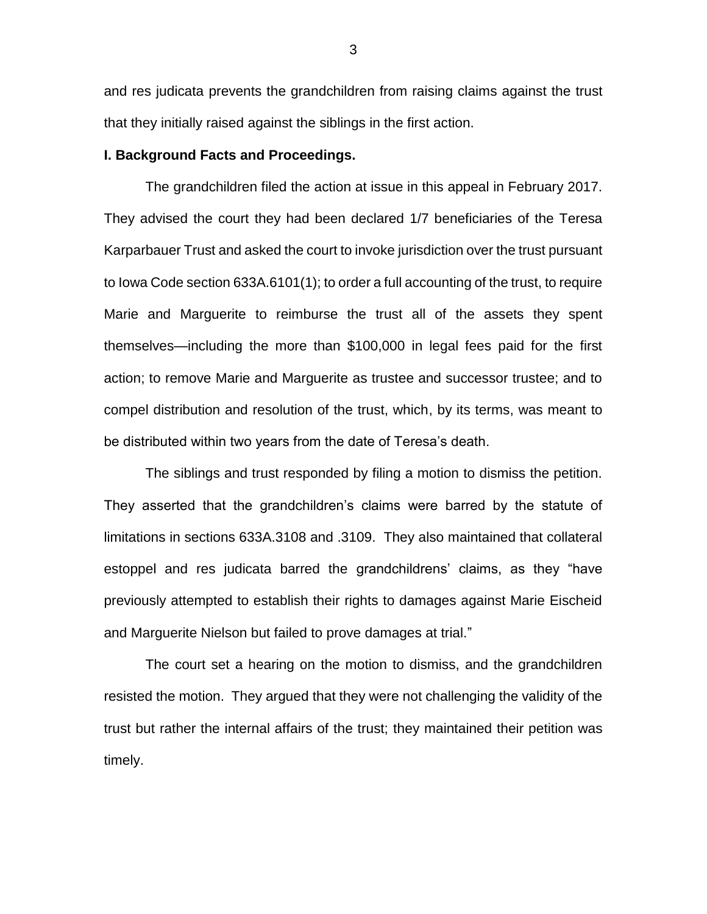and res judicata prevents the grandchildren from raising claims against the trust that they initially raised against the siblings in the first action.

**I. Background Facts and Proceedings.**

The grandchildren filed the action at issue in this appeal in February 2017. They advised the court they had been declared 1/7 beneficiaries of the Teresa Karparbauer Trust and asked the court to invoke jurisdiction over the trust pursuant to Iowa Code section 633A.6101(1); to order a full accounting of the trust, to require Marie and Marguerite to reimburse the trust all of the assets they spent themselves—including the more than $100,000 in legal fees paid for the first action; to remove Marie and Marguerite as trustee and successor trustee; and to compel distribution and resolution of the trust, which, by its terms, was meant to be distributed within two years from the date of Teresa's death.

The siblings and trust responded by filing a motion to dismiss the petition. They asserted that the grandchildren's claims were barred by the statute of limitations in sections 633A.3108 and .3109. They also maintained that collateral estoppel and res judicata barred the grandchildrens' claims, as they "have previously attempted to establish their rights to damages against Marie Eischeid and Marguerite Nielson but failed to prove damages at trial."

The court set a hearing on the motion to dismiss, and the grandchildren resisted the motion. They argued that they were not challenging the validity of the trust but rather the internal affairs of the trust; they maintained their petition was timely.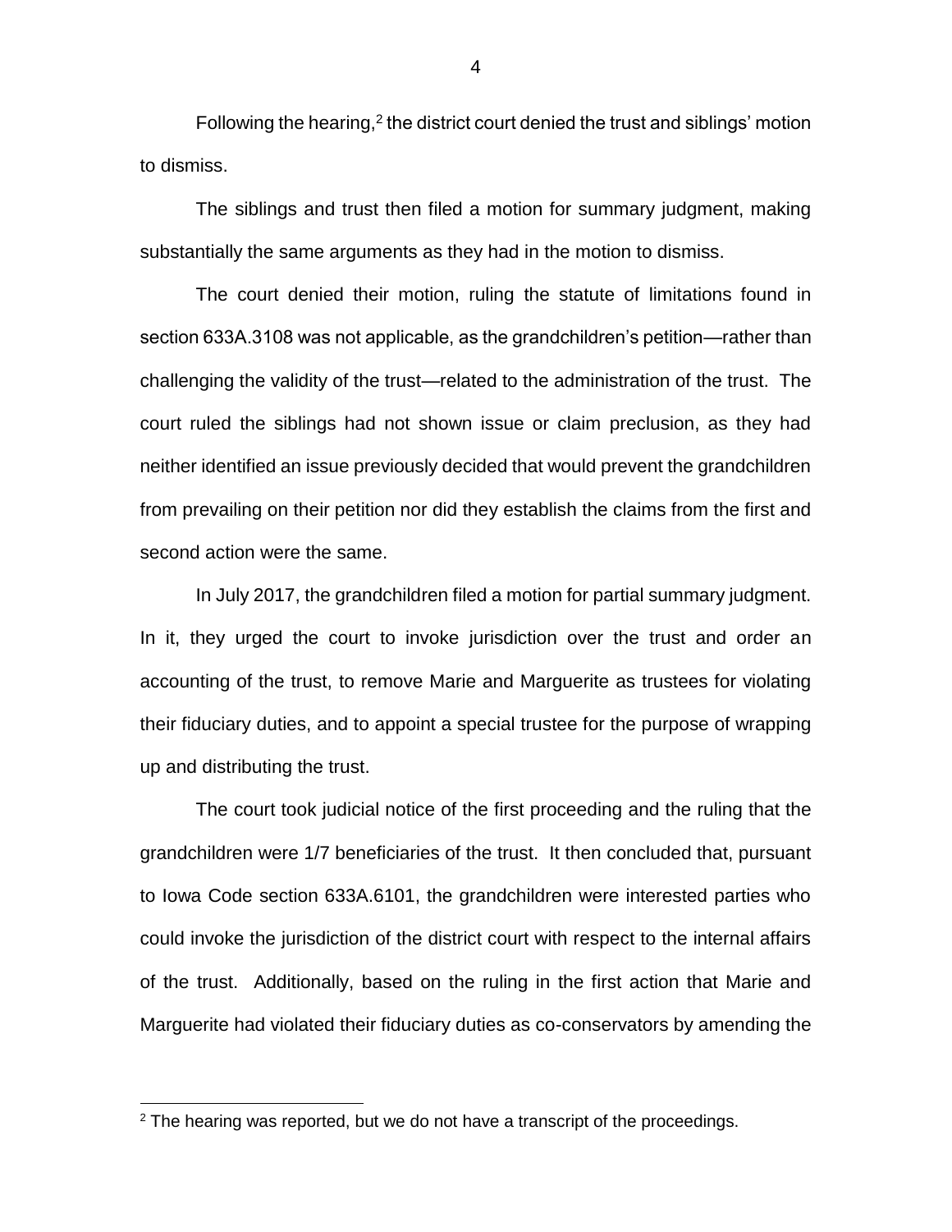Following the hearing,[2] the district court denied the trust and siblings' motion to dismiss.

The siblings and trust then filed a motion for summary judgment, making substantially the same arguments as they had in the motion to dismiss.

The court denied their motion, ruling the statute of limitations found in section 633A.3108 was not applicable, as the grandchildren's petition—rather than challenging the validity of the trust—related to the administration of the trust. The court ruled the siblings had not shown issue or claim preclusion, as they had neither identified an issue previously decided that would prevent the grandchildren from prevailing on their petition nor did they establish the claims from the first and second action were the same.

In July 2017, the grandchildren filed a motion for partial summary judgment. In it, they urged the court to invoke jurisdiction over the trust and order an accounting of the trust, to remove Marie and Marguerite as trustees for violating their fiduciary duties, and to appoint a special trustee for the purpose of wrapping up and distributing the trust.

The court took judicial notice of the first proceeding and the ruling that the grandchildren were 1/7 beneficiaries of the trust. It then concluded that, pursuant to Iowa Code section 633A.6101, the grandchildren were interested parties who could invoke the jurisdiction of the district court with respect to the internal affairs of the trust. Additionally, based on the ruling in the first action that Marie and Marguerite had violated their fiduciary duties as co-conservators by amending the

[2] The hearing was reported, but we do not have a transcript of the proceedings.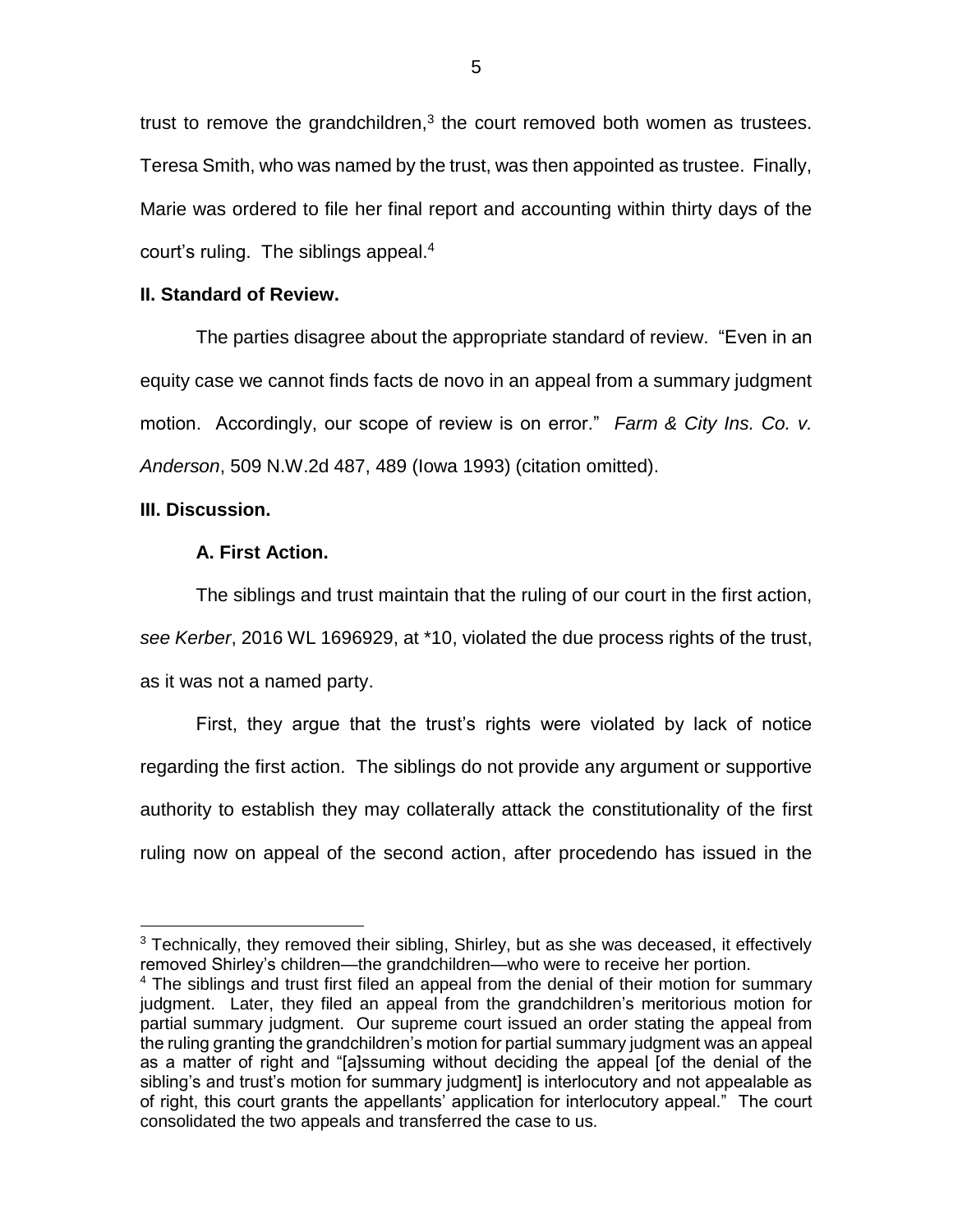trust to remove the grandchildren,[3] the court removed both women as trustees. Teresa Smith, who was named by the trust, was then appointed as trustee. Finally, Marie was ordered to file her final report and accounting within thirty days of the court's ruling. The siblings appeal.[4]

**II. Standard of Review.**

The parties disagree about the appropriate standard of review. "Even in an equity case we cannot finds facts de novo in an appeal from a summary judgment motion. Accordingly, our scope of review is on error." *Farm & City Ins. Co. v. Anderson*, 509 N.W.2d 487, 489 (Iowa 1993) (citation omitted).

**III. Discussion.**

**A. First Action.**

The siblings and trust maintain that the ruling of our court in the first action, *see Kerber*, 2016 WL 1696929, at *10, violated the due process rights of the trust, as it was not a named party.

First, they argue that the trust's rights were violated by lack of notice regarding the first action. The siblings do not provide any argument or supportive authority to establish they may collaterally attack the constitutionality of the first ruling now on appeal of the second action, after procedendo has issued in the

---

[3] Technically, they removed their sibling, Shirley, but as she was deceased, it effectively removed Shirley's children—the grandchildren—who were to receive her portion.

[4] The siblings and trust first filed an appeal from the denial of their motion for summary judgment. Later, they filed an appeal from the grandchildren's meritorious motion for partial summary judgment. Our supreme court issued an order stating the appeal from the ruling granting the grandchildren's motion for partial summary judgment was an appeal as a matter of right and "[a]ssuming without deciding the appeal [of the denial of the sibling's and trust's motion for summary judgment] is interlocutory and not appealable as of right, this court grants the appellants' application for interlocutory appeal." The court consolidated the two appeals and transferred the case to us.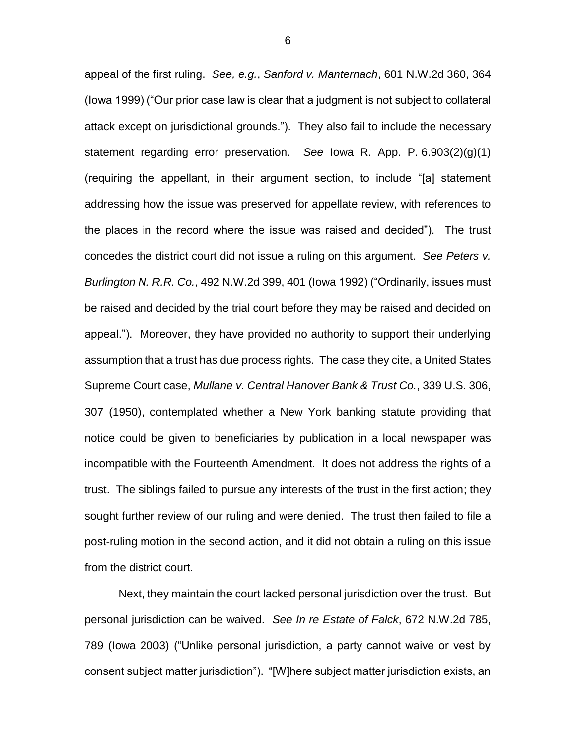appeal of the first ruling. *See, e.g.*, *Sanford v. Manternach*, 601 N.W.2d 360, 364 (Iowa 1999) ("Our prior case law is clear that a judgment is not subject to collateral attack except on jurisdictional grounds."). They also fail to include the necessary statement regarding error preservation. *See* Iowa R. App. P. 6.903(2)(g)(1) (requiring the appellant, in their argument section, to include "[a] statement addressing how the issue was preserved for appellate review, with references to the places in the record where the issue was raised and decided"). The trust concedes the district court did not issue a ruling on this argument. *See Peters v. Burlington N. R.R. Co.*, 492 N.W.2d 399, 401 (Iowa 1992) ("Ordinarily, issues must be raised and decided by the trial court before they may be raised and decided on appeal."). Moreover, they have provided no authority to support their underlying assumption that a trust has due process rights. The case they cite, a United States Supreme Court case, *Mullane v. Central Hanover Bank & Trust Co.*, 339 U.S. 306, 307 (1950), contemplated whether a New York banking statute providing that notice could be given to beneficiaries by publication in a local newspaper was incompatible with the Fourteenth Amendment. It does not address the rights of a trust. The siblings failed to pursue any interests of the trust in the first action; they sought further review of our ruling and were denied. The trust then failed to file a post-ruling motion in the second action, and it did not obtain a ruling on this issue from the district court.

Next, they maintain the court lacked personal jurisdiction over the trust. But personal jurisdiction can be waived. *See In re Estate of Falck*, 672 N.W.2d 785, 789 (Iowa 2003) ("Unlike personal jurisdiction, a party cannot waive or vest by consent subject matter jurisdiction"). "[W]here subject matter jurisdiction exists, an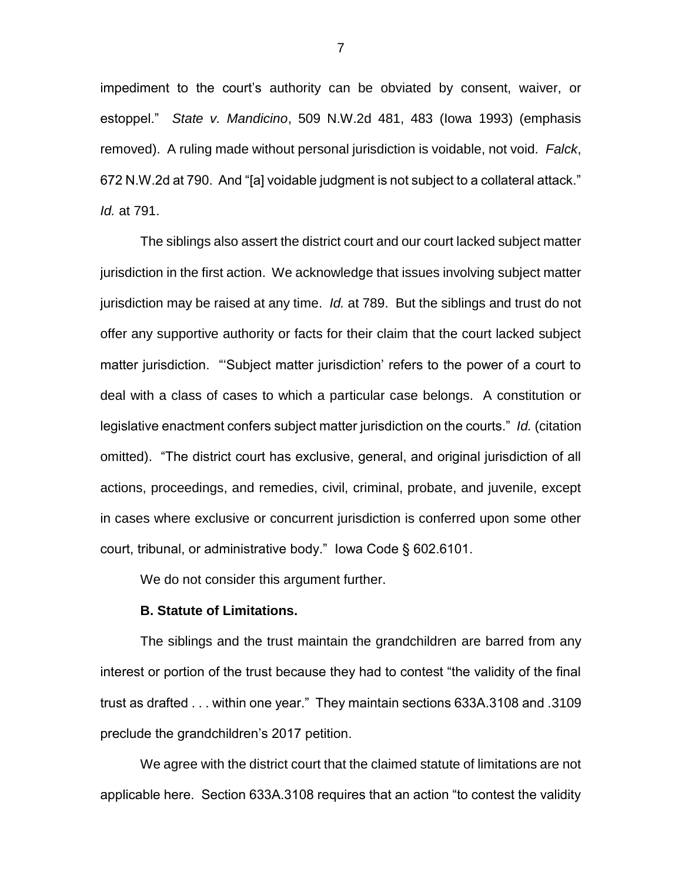impediment to the court's authority can be obviated by consent, waiver, or estoppel." *State v. Mandicino*, 509 N.W.2d 481, 483 (Iowa 1993) (emphasis removed). A ruling made without personal jurisdiction is voidable, not void. *Falck*, 672 N.W.2d at 790. And "[a] voidable judgment is not subject to a collateral attack." *Id.* at 791.

The siblings also assert the district court and our court lacked subject matter jurisdiction in the first action. We acknowledge that issues involving subject matter jurisdiction may be raised at any time. *Id.* at 789. But the siblings and trust do not offer any supportive authority or facts for their claim that the court lacked subject matter jurisdiction. "'Subject matter jurisdiction' refers to the power of a court to deal with a class of cases to which a particular case belongs. A constitution or legislative enactment confers subject matter jurisdiction on the courts." *Id.* (citation omitted). "The district court has exclusive, general, and original jurisdiction of all actions, proceedings, and remedies, civil, criminal, probate, and juvenile, except in cases where exclusive or concurrent jurisdiction is conferred upon some other court, tribunal, or administrative body." Iowa Code § 602.6101.

We do not consider this argument further.

**B. Statute of Limitations.**

The siblings and the trust maintain the grandchildren are barred from any interest or portion of the trust because they had to contest "the validity of the final trust as drafted . . . within one year." They maintain sections 633A.3108 and .3109 preclude the grandchildren's 2017 petition.

We agree with the district court that the claimed statute of limitations are not applicable here. Section 633A.3108 requires that an action "to contest the validity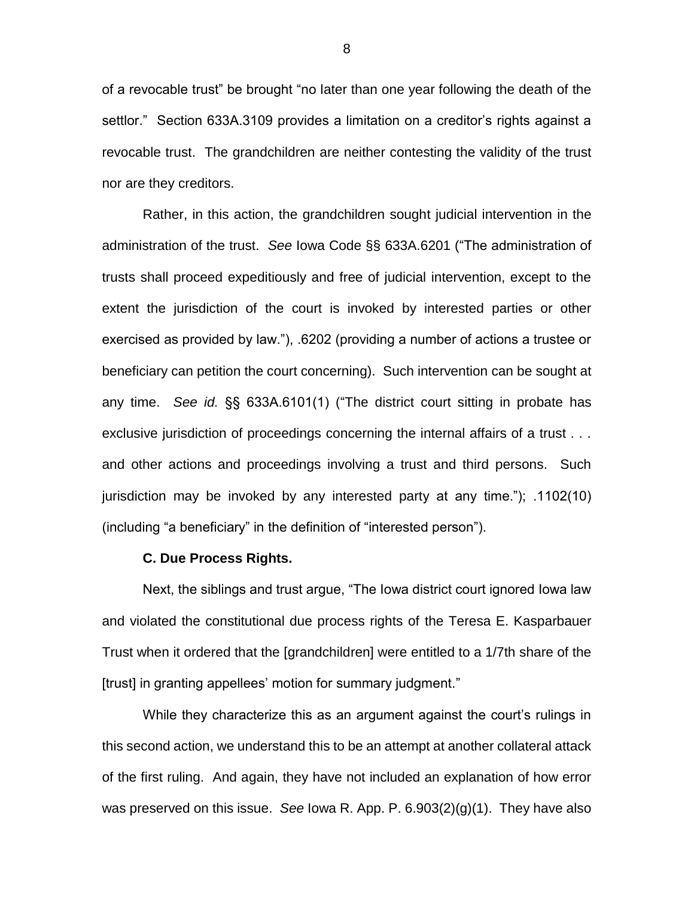of a revocable trust" be brought "no later than one year following the death of the settlor." Section 633A.3109 provides a limitation on a creditor's rights against a revocable trust. The grandchildren are neither contesting the validity of the trust nor are they creditors.

Rather, in this action, the grandchildren sought judicial intervention in the administration of the trust. *See* Iowa Code §§ 633A.6201 ("The administration of trusts shall proceed expeditiously and free of judicial intervention, except to the extent the jurisdiction of the court is invoked by interested parties or other exercised as provided by law."), .6202 (providing a number of actions a trustee or beneficiary can petition the court concerning). Such intervention can be sought at any time. *See id.* §§ 633A.6101(1) ("The district court sitting in probate has exclusive jurisdiction of proceedings concerning the internal affairs of a trust . . . and other actions and proceedings involving a trust and third persons. Such jurisdiction may be invoked by any interested party at any time."); .1102(10) (including "a beneficiary" in the definition of "interested person").

**C. Due Process Rights.**

Next, the siblings and trust argue, "The Iowa district court ignored Iowa law and violated the constitutional due process rights of the Teresa E. Kasparbauer Trust when it ordered that the [grandchildren] were entitled to a 1/7th share of the [trust] in granting appellees' motion for summary judgment."

While they characterize this as an argument against the court's rulings in this second action, we understand this to be an attempt at another collateral attack of the first ruling. And again, they have not included an explanation of how error was preserved on this issue. *See* Iowa R. App. P. 6.903(2)(g)(1). They have also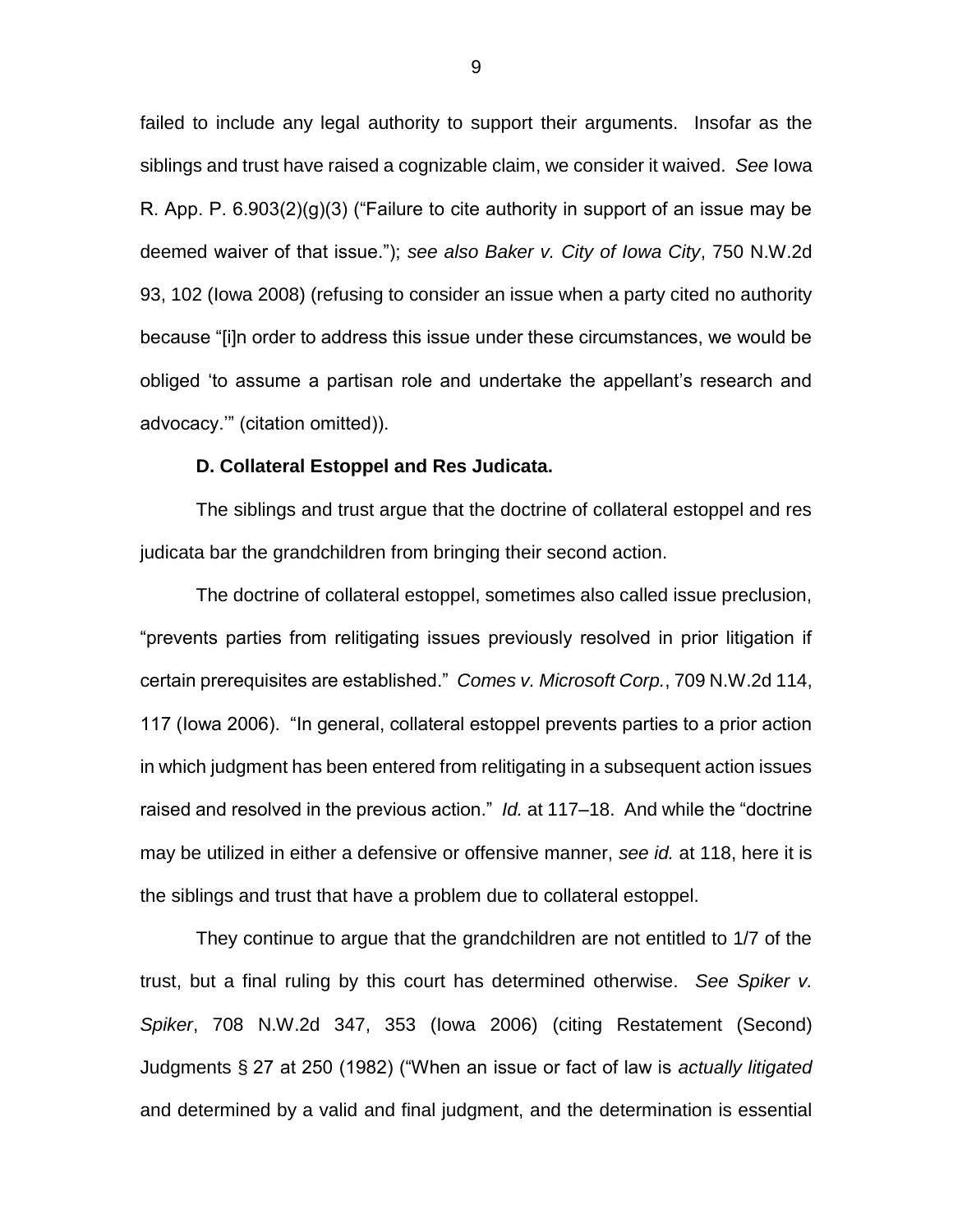failed to include any legal authority to support their arguments. Insofar as the siblings and trust have raised a cognizable claim, we consider it waived. *See* Iowa R. App. P. 6.903(2)(g)(3) ("Failure to cite authority in support of an issue may be deemed waiver of that issue."); *see also Baker v. City of Iowa City*, 750 N.W.2d 93, 102 (Iowa 2008) (refusing to consider an issue when a party cited no authority because "[i]n order to address this issue under these circumstances, we would be obliged 'to assume a partisan role and undertake the appellant's research and advocacy.'" (citation omitted)).

**D. Collateral Estoppel and Res Judicata.**

The siblings and trust argue that the doctrine of collateral estoppel and res judicata bar the grandchildren from bringing their second action.

The doctrine of collateral estoppel, sometimes also called issue preclusion, "prevents parties from relitigating issues previously resolved in prior litigation if certain prerequisites are established." *Comes v. Microsoft Corp.*, 709 N.W.2d 114, 117 (Iowa 2006). "In general, collateral estoppel prevents parties to a prior action in which judgment has been entered from relitigating in a subsequent action issues raised and resolved in the previous action." *Id.* at 117–18. And while the "doctrine may be utilized in either a defensive or offensive manner, *see id.* at 118, here it is the siblings and trust that have a problem due to collateral estoppel.

They continue to argue that the grandchildren are not entitled to 1/7 of the trust, but a final ruling by this court has determined otherwise. *See Spiker v. Spiker*, 708 N.W.2d 347, 353 (Iowa 2006) (citing Restatement (Second) Judgments § 27 at 250 (1982) ("When an issue or fact of law is *actually litigated* and determined by a valid and final judgment, and the determination is essential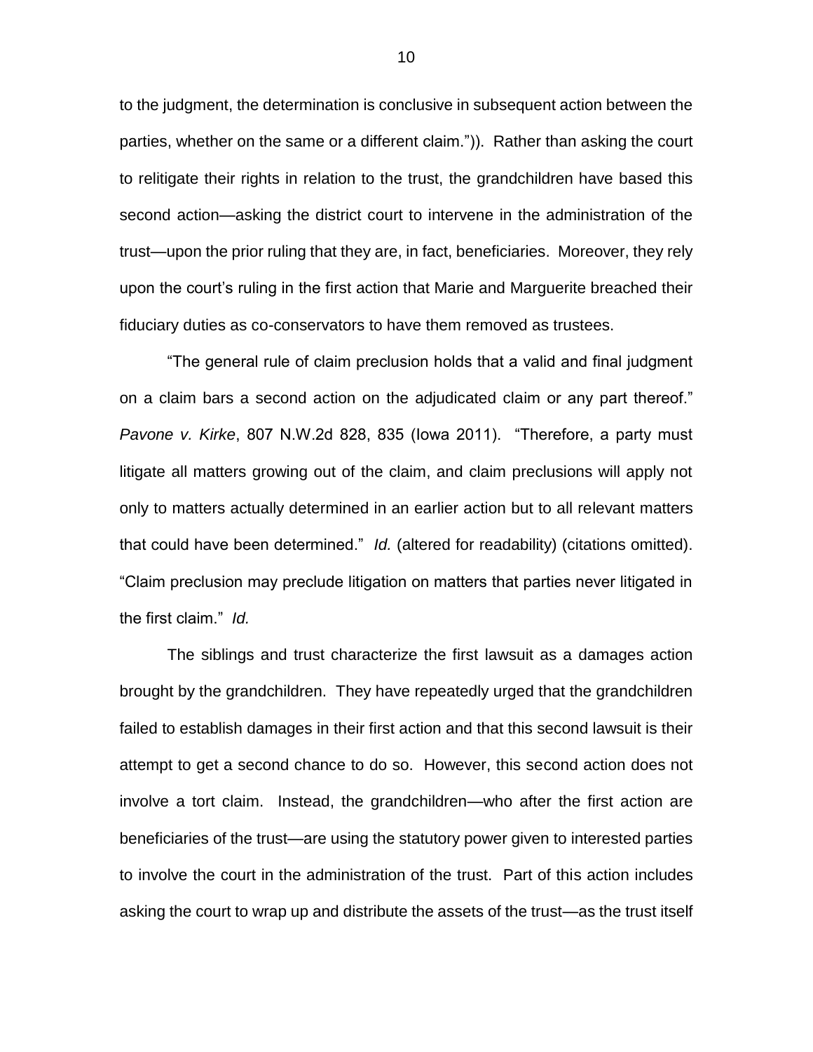to the judgment, the determination is conclusive in subsequent action between the parties, whether on the same or a different claim.")). Rather than asking the court to relitigate their rights in relation to the trust, the grandchildren have based this second action—asking the district court to intervene in the administration of the trust—upon the prior ruling that they are, in fact, beneficiaries. Moreover, they rely upon the court's ruling in the first action that Marie and Marguerite breached their fiduciary duties as co-conservators to have them removed as trustees.

"The general rule of claim preclusion holds that a valid and final judgment on a claim bars a second action on the adjudicated claim or any part thereof." *Pavone v. Kirke*, 807 N.W.2d 828, 835 (Iowa 2011). "Therefore, a party must litigate all matters growing out of the claim, and claim preclusions will apply not only to matters actually determined in an earlier action but to all relevant matters that could have been determined." *Id.* (altered for readability) (citations omitted). "Claim preclusion may preclude litigation on matters that parties never litigated in the first claim." *Id.*

The siblings and trust characterize the first lawsuit as a damages action brought by the grandchildren. They have repeatedly urged that the grandchildren failed to establish damages in their first action and that this second lawsuit is their attempt to get a second chance to do so. However, this second action does not involve a tort claim. Instead, the grandchildren—who after the first action are beneficiaries of the trust—are using the statutory power given to interested parties to involve the court in the administration of the trust. Part of this action includes asking the court to wrap up and distribute the assets of the trust—as the trust itself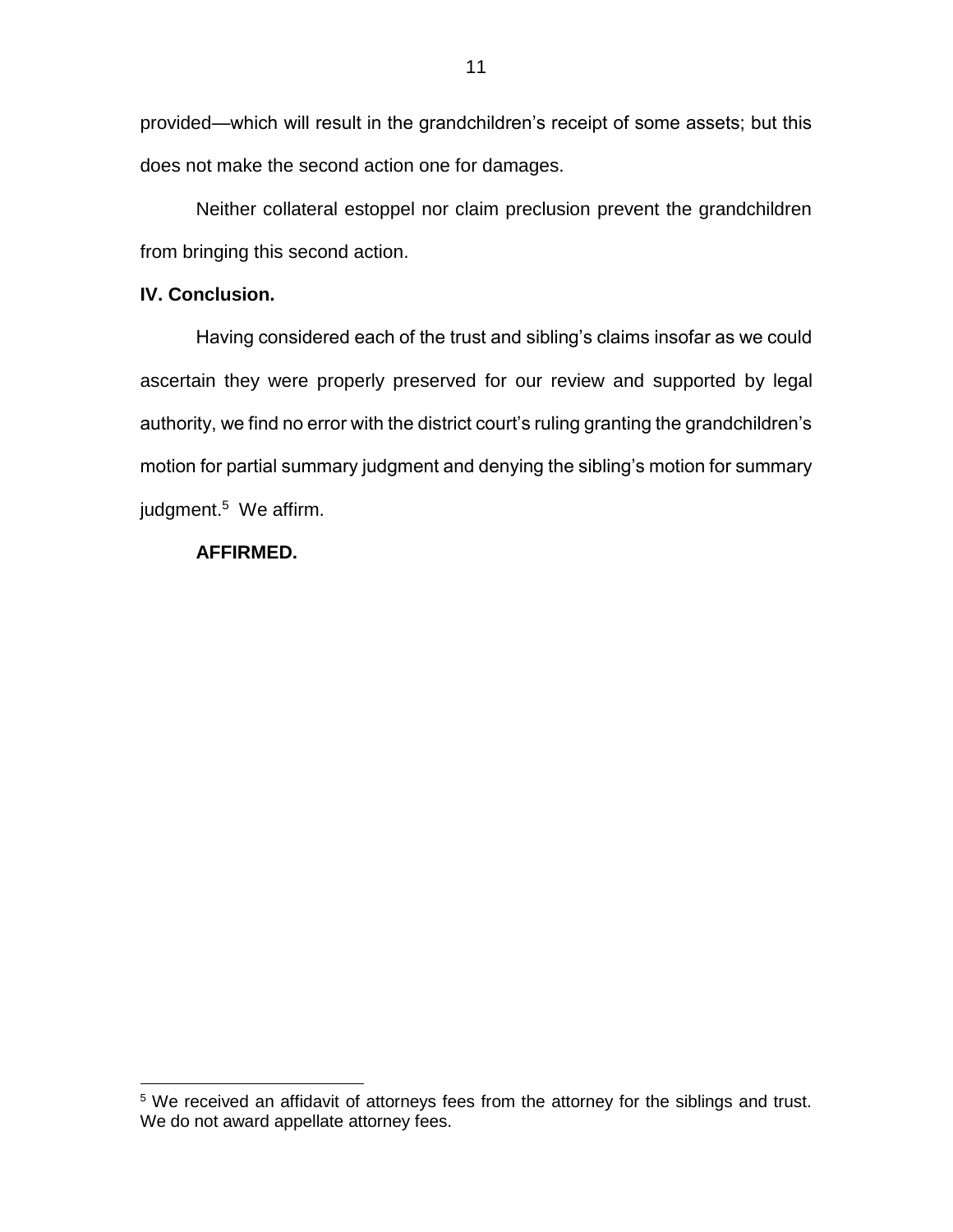provided—which will result in the grandchildren's receipt of some assets; but this does not make the second action one for damages.

Neither collateral estoppel nor claim preclusion prevent the grandchildren from bringing this second action.

**IV. Conclusion.**

Having considered each of the trust and sibling's claims insofar as we could ascertain they were properly preserved for our review and supported by legal authority, we find no error with the district court's ruling granting the grandchildren's motion for partial summary judgment and denying the sibling's motion for summary judgment.[5] We affirm.

**AFFIRMED.**

---

[5] We received an affidavit of attorneys fees from the attorney for the siblings and trust. We do not award appellate attorney fees.